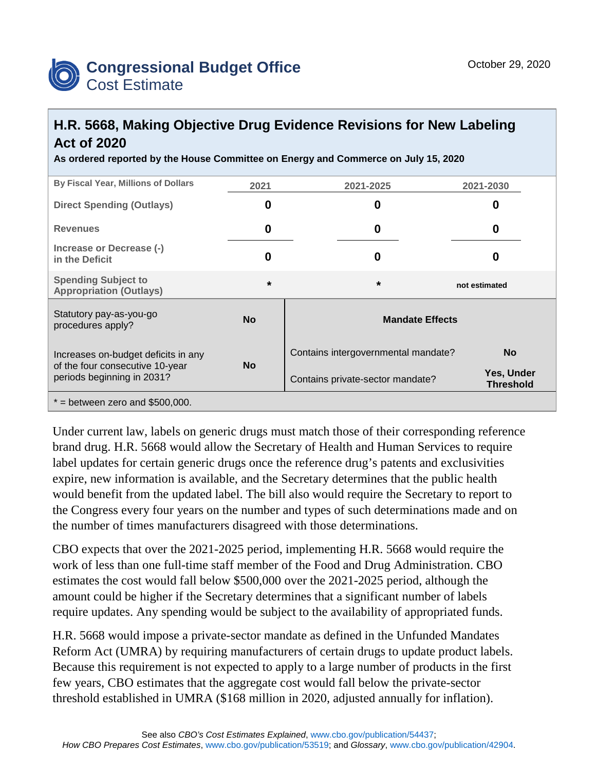**Congressional Budget Office**
Cost Estimate

October 29, 2020

# H.R. 5668, Making Objective Drug Evidence Revisions for New Labeling Act of 2020

**As ordered reported by the House Committee on Energy and Commerce on July 15, 2020**

| By Fiscal Year, Millions of Dollars | 2021 | 2021-2025 | 2021-2030 |
|---|---|---|---|
| Direct Spending (Outlays) | 0 | 0 | 0 |
| Revenues | 0 | 0 | 0 |
| Increase or Decrease (-) in the Deficit | 0 | 0 | 0 |
| Spending Subject to Appropriation (Outlays) | * | * | not estimated |

| | | Mandate Effects | |
|---|---|---|---|
| Statutory pay-as-you-go procedures apply? | No | Contains intergovernmental mandate? | No |
| Increases on-budget deficits in any of the four consecutive 10-year periods beginning in 2031? | No | Contains private-sector mandate? | Yes, Under Threshold |

* = between zero and $500,000.

Under current law, labels on generic drugs must match those of their corresponding reference brand drug. H.R. 5668 would allow the Secretary of Health and Human Services to require label updates for certain generic drugs once the reference drug's patents and exclusivities expire, new information is available, and the Secretary determines that the public health would benefit from the updated label. The bill also would require the Secretary to report to the Congress every four years on the number and types of such determinations made and on the number of times manufacturers disagreed with those determinations.

CBO expects that over the 2021-2025 period, implementing H.R. 5668 would require the work of less than one full-time staff member of the Food and Drug Administration. CBO estimates the cost would fall below $500,000 over the 2021-2025 period, although the amount could be higher if the Secretary determines that a significant number of labels require updates. Any spending would be subject to the availability of appropriated funds.

H.R. 5668 would impose a private-sector mandate as defined in the Unfunded Mandates Reform Act (UMRA) by requiring manufacturers of certain drugs to update product labels. Because this requirement is not expected to apply to a large number of products in the first few years, CBO estimates that the aggregate cost would fall below the private-sector threshold established in UMRA ($168 million in 2020, adjusted annually for inflation).

See also *CBO's Cost Estimates Explained*, www.cbo.gov/publication/54437; *How CBO Prepares Cost Estimates*, www.cbo.gov/publication/53519; and *Glossary*, www.cbo.gov/publication/42904.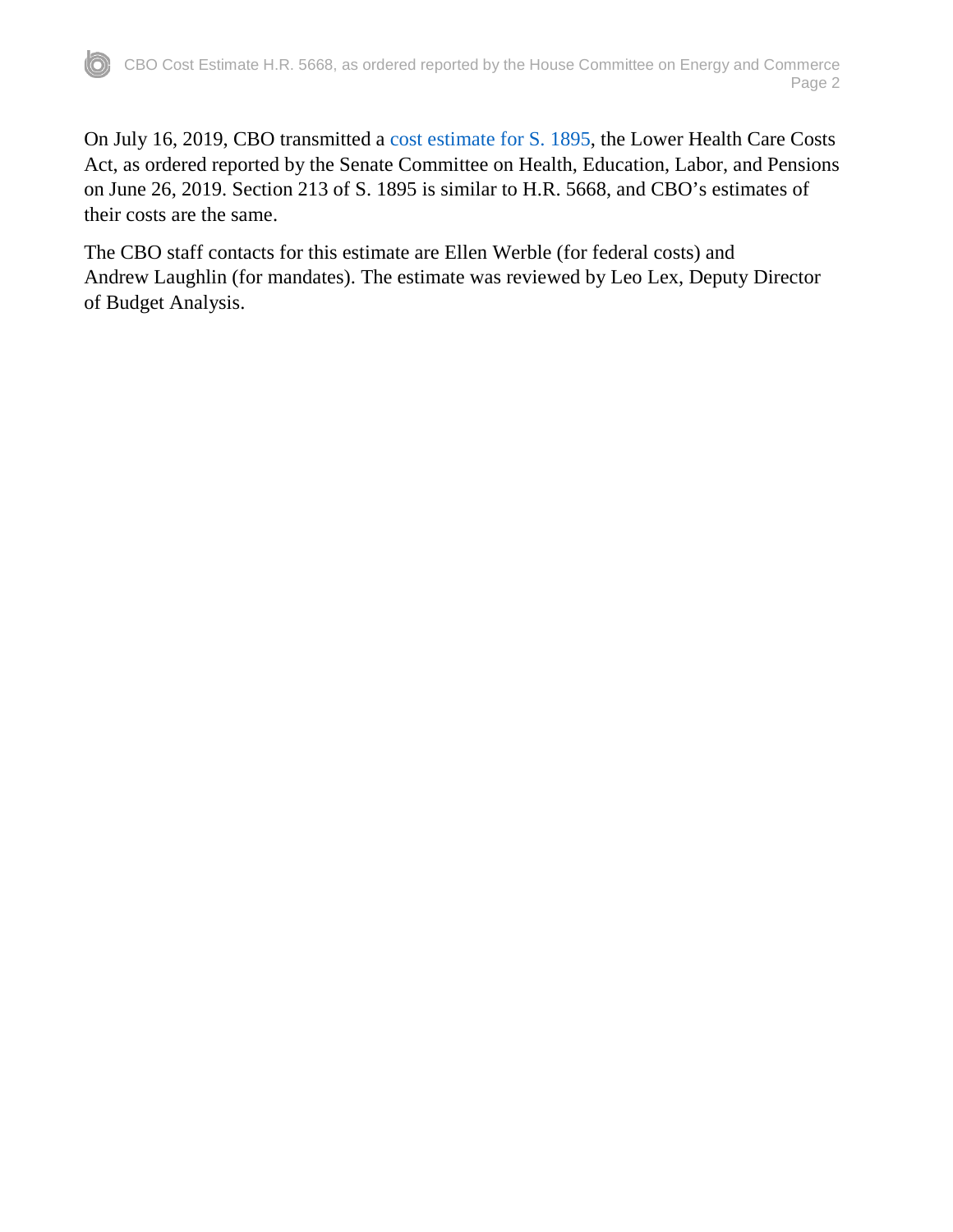On July 16, 2019, CBO transmitted a cost estimate for S. 1895, the Lower Health Care Costs Act, as ordered reported by the Senate Committee on Health, Education, Labor, and Pensions on June 26, 2019. Section 213 of S. 1895 is similar to H.R. 5668, and CBO's estimates of their costs are the same.

The CBO staff contacts for this estimate are Ellen Werble (for federal costs) and Andrew Laughlin (for mandates). The estimate was reviewed by Leo Lex, Deputy Director of Budget Analysis.